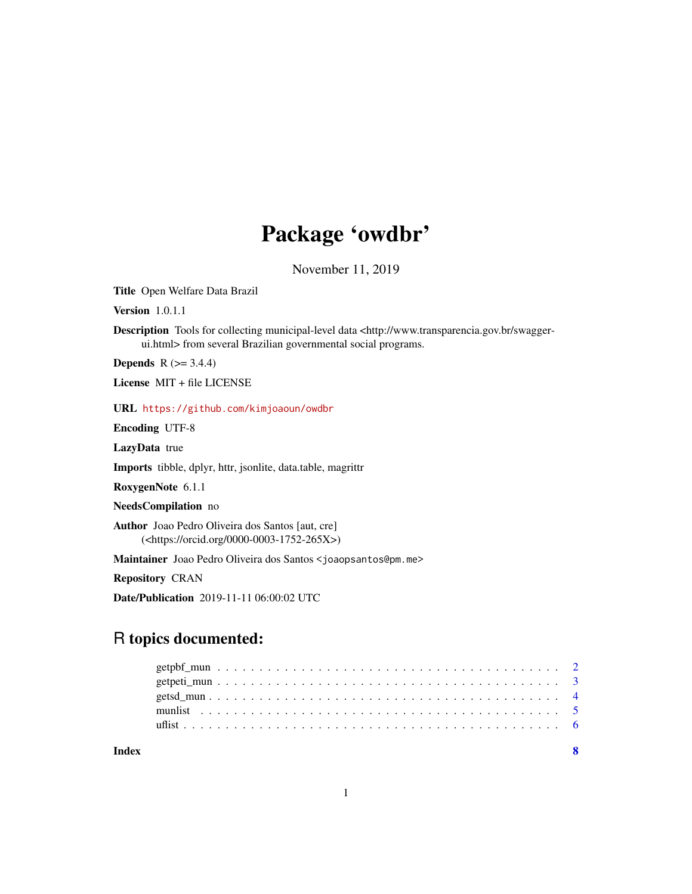# Package 'owdbr'

November 11, 2019

**Title** Open Welfare Data Brazil

**Version** 1.0.1.1

**Description** Tools for collecting municipal-level data <http://www.transparencia.gov.br/swagger-ui.html> from several Brazilian governmental social programs.

**Depends** R (>= 3.4.4)

**License** MIT + file LICENSE

**URL** https://github.com/kimjoaoun/owdbr

**Encoding** UTF-8

**LazyData** true

**Imports** tibble, dplyr, httr, jsonlite, data.table, magrittr

**RoxygenNote** 6.1.1

**NeedsCompilation** no

**Author** Joao Pedro Oliveira dos Santos [aut, cre] (<https://orcid.org/0000-0003-1752-265X>)

**Maintainer** Joao Pedro Oliveira dos Santos <joaopsantos@pm.me>

**Repository** CRAN

**Date/Publication** 2019-11-11 06:00:02 UTC

## R topics documented:

- getpbf_mun . . . . . . . . . . . . . . . . . . . . . . . . . . . . . . . . . . . . . . . . 2
- getpeti_mun . . . . . . . . . . . . . . . . . . . . . . . . . . . . . . . . . . . . . . . . 3
- getsd_mun . . . . . . . . . . . . . . . . . . . . . . . . . . . . . . . . . . . . . . . . 4
- munlist . . . . . . . . . . . . . . . . . . . . . . . . . . . . . . . . . . . . . . . . 5
- uflist . . . . . . . . . . . . . . . . . . . . . . . . . . . . . . . . . . . . . . . . 6

**Index** 8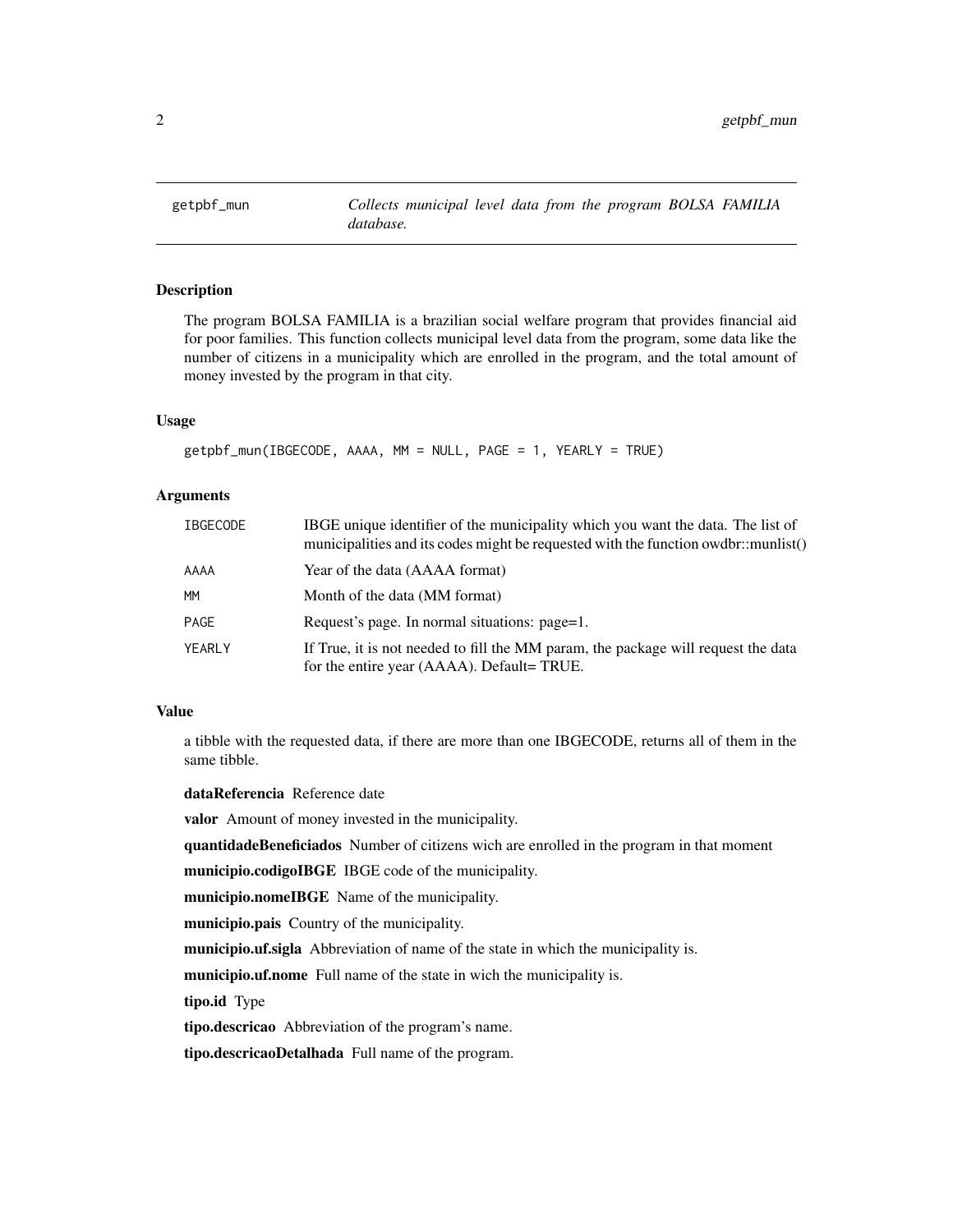# getpbf_mun — *Collects municipal level data from the program BOLSA FAMILIA database.*

## Description

The program BOLSA FAMILIA is a brazilian social welfare program that provides financial aid for poor families. This function collects municipal level data from the program, some data like the number of citizens in a municipality which are enrolled in the program, and the total amount of money invested by the program in that city.

## Usage

```
getpbf_mun(IBGECODE, AAAA, MM = NULL, PAGE = 1, YEARLY = TRUE)
```

## Arguments

| | |
|---|---|
| IBGECODE | IBGE unique identifier of the municipality which you want the data. The list of municipalities and its codes might be requested with the function owdbr::munlist() |
| AAAA | Year of the data (AAAA format) |
| MM | Month of the data (MM format) |
| PAGE | Request's page. In normal situations: page=1. |
| YEARLY | If True, it is not needed to fill the MM param, the package will request the data for the entire year (AAAA). Default= TRUE. |

## Value

a tibble with the requested data, if there are more than one IBGECODE, returns all of them in the same tibble.

**dataReferencia** Reference date

**valor** Amount of money invested in the municipality.

**quantidadeBeneficiados** Number of citizens wich are enrolled in the program in that moment

**municipio.codigoIBGE** IBGE code of the municipality.

**municipio.nomeIBGE** Name of the municipality.

**municipio.pais** Country of the municipality.

**municipio.uf.sigla** Abbreviation of name of the state in which the municipality is.

**municipio.uf.nome** Full name of the state in wich the municipality is.

**tipo.id** Type

**tipo.descricao** Abbreviation of the program's name.

**tipo.descricaoDetalhada** Full name of the program.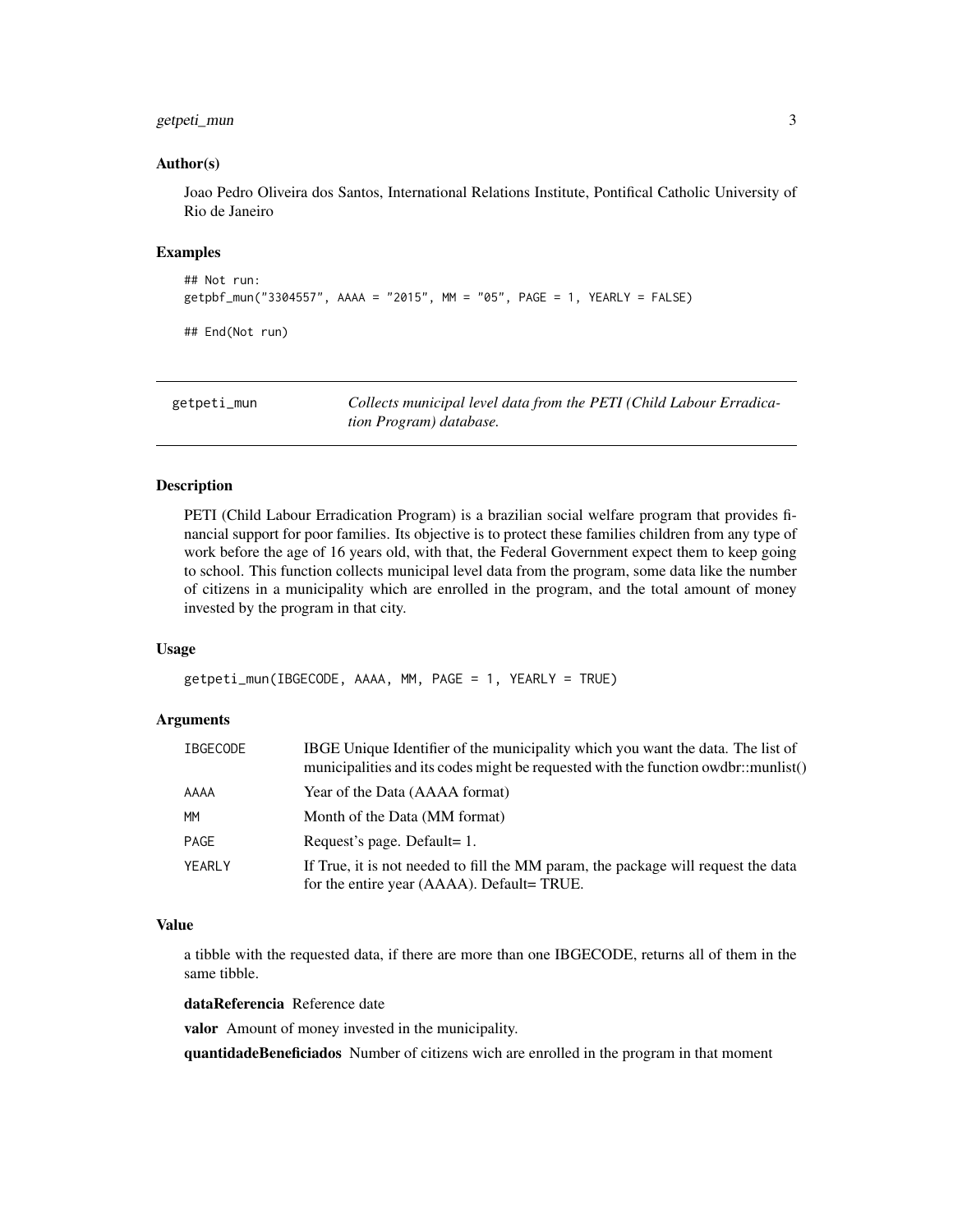## Author(s)

Joao Pedro Oliveira dos Santos, International Relations Institute, Pontifical Catholic University of Rio de Janeiro

## Examples

```
## Not run:
getpbf_mun("3304557", AAAA = "2015", MM = "05", PAGE = 1, YEARLY = FALSE)

## End(Not run)
```

---

# getpeti_mun — *Collects municipal level data from the PETI (Child Labour Erradication Program) database.*

---

## Description

PETI (Child Labour Erradication Program) is a brazilian social welfare program that provides financial support for poor families. Its objective is to protect these families children from any type of work before the age of 16 years old, with that, the Federal Government expect them to keep going to school. This function collects municipal level data from the program, some data like the number of citizens in a municipality which are enrolled in the program, and the total amount of money invested by the program in that city.

## Usage

```
getpeti_mun(IBGECODE, AAAA, MM, PAGE = 1, YEARLY = TRUE)
```

## Arguments

| | |
|---|---|
| IBGECODE | IBGE Unique Identifier of the municipality which you want the data. The list of municipalities and its codes might be requested with the function owdbr::munlist() |
| AAAA | Year of the Data (AAAA format) |
| MM | Month of the Data (MM format) |
| PAGE | Request's page. Default= 1. |
| YEARLY | If True, it is not needed to fill the MM param, the package will request the data for the entire year (AAAA). Default= TRUE. |

## Value

a tibble with the requested data, if there are more than one IBGECODE, returns all of them in the same tibble.

**dataReferencia** Reference date

**valor** Amount of money invested in the municipality.

**quantidadeBeneficiados** Number of citizens wich are enrolled in the program in that moment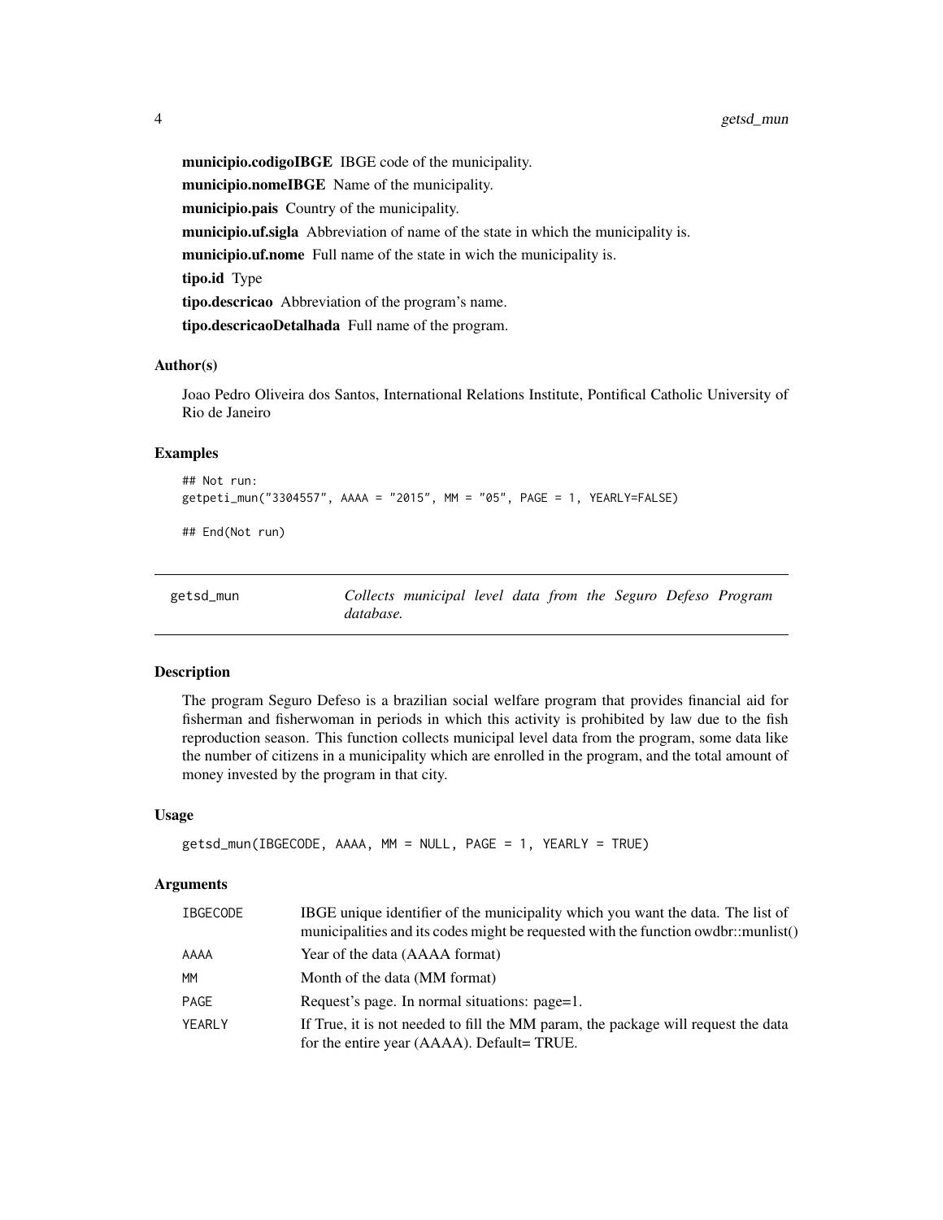**municipio.codigoIBGE** IBGE code of the municipality.

**municipio.nomeIBGE** Name of the municipality.

**municipio.pais** Country of the municipality.

**municipio.uf.sigla** Abbreviation of name of the state in which the municipality is.

**municipio.uf.nome** Full name of the state in wich the municipality is.

**tipo.id** Type

**tipo.descricao** Abbreviation of the program's name.

**tipo.descricaoDetalhada** Full name of the program.

### Author(s)

Joao Pedro Oliveira dos Santos, International Relations Institute, Pontifical Catholic University of Rio de Janeiro

### Examples

```
## Not run:
getpeti_mun("3304557", AAAA = "2015", MM = "05", PAGE = 1, YEARLY=FALSE)

## End(Not run)
```

---

## getsd_mun — *Collects municipal level data from the Seguro Defeso Program database.*

---

### Description

The program Seguro Defeso is a brazilian social welfare program that provides financial aid for fisherman and fisherwoman in periods in which this activity is prohibited by law due to the fish reproduction season. This function collects municipal level data from the program, some data like the number of citizens in a municipality which are enrolled in the program, and the total amount of money invested by the program in that city.

### Usage

```
getsd_mun(IBGECODE, AAAA, MM = NULL, PAGE = 1, YEARLY = TRUE)
```

### Arguments

| | |
|---|---|
| IBGECODE | IBGE unique identifier of the municipality which you want the data. The list of municipalities and its codes might be requested with the function owdbr::munlist() |
| AAAA | Year of the data (AAAA format) |
| MM | Month of the data (MM format) |
| PAGE | Request's page. In normal situations: page=1. |
| YEARLY | If True, it is not needed to fill the MM param, the package will request the data for the entire year (AAAA). Default= TRUE. |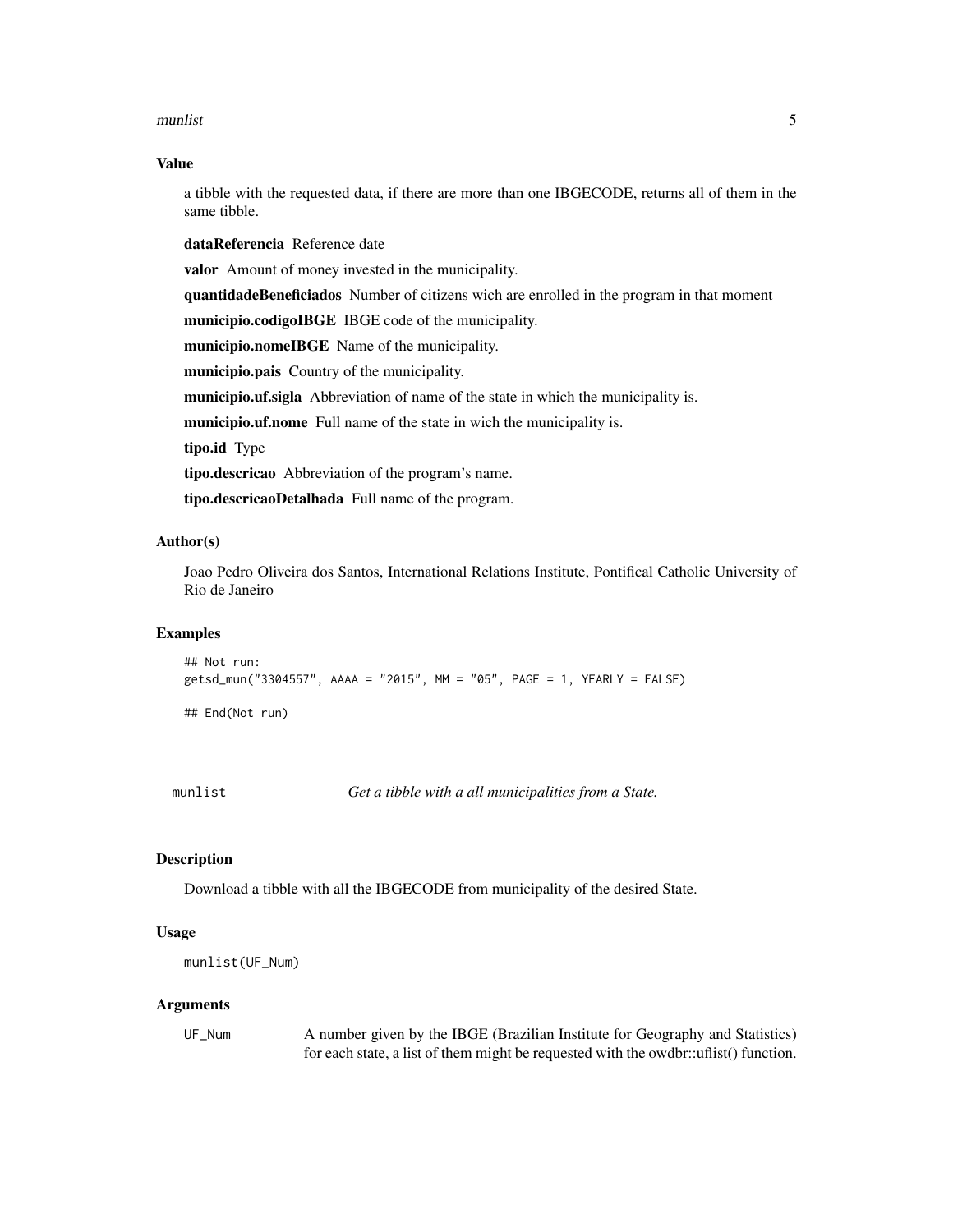### Value

a tibble with the requested data, if there are more than one IBGECODE, returns all of them in the same tibble.

**dataReferencia** Reference date

**valor** Amount of money invested in the municipality.

**quantidadeBeneficiados** Number of citizens wich are enrolled in the program in that moment

**municipio.codigoIBGE** IBGE code of the municipality.

**municipio.nomeIBGE** Name of the municipality.

**municipio.pais** Country of the municipality.

**municipio.uf.sigla** Abbreviation of name of the state in which the municipality is.

**municipio.uf.nome** Full name of the state in wich the municipality is.

**tipo.id** Type

**tipo.descricao** Abbreviation of the program's name.

**tipo.descricaoDetalhada** Full name of the program.

### Author(s)

Joao Pedro Oliveira dos Santos, International Relations Institute, Pontifical Catholic University of Rio de Janeiro

### Examples

```
## Not run:
getsd_mun("3304557", AAAA = "2015", MM = "05", PAGE = 1, YEARLY = FALSE)

## End(Not run)
```

---

## munlist — *Get a tibble with a all municipalities from a State.*

---

### Description

Download a tibble with all the IBGECODE from municipality of the desired State.

### Usage

```
munlist(UF_Num)
```

### Arguments

| | |
|---|---|
| `UF_Num` | A number given by the IBGE (Brazilian Institute for Geography and Statistics) for each state, a list of them might be requested with the owdbr::uflist() function. |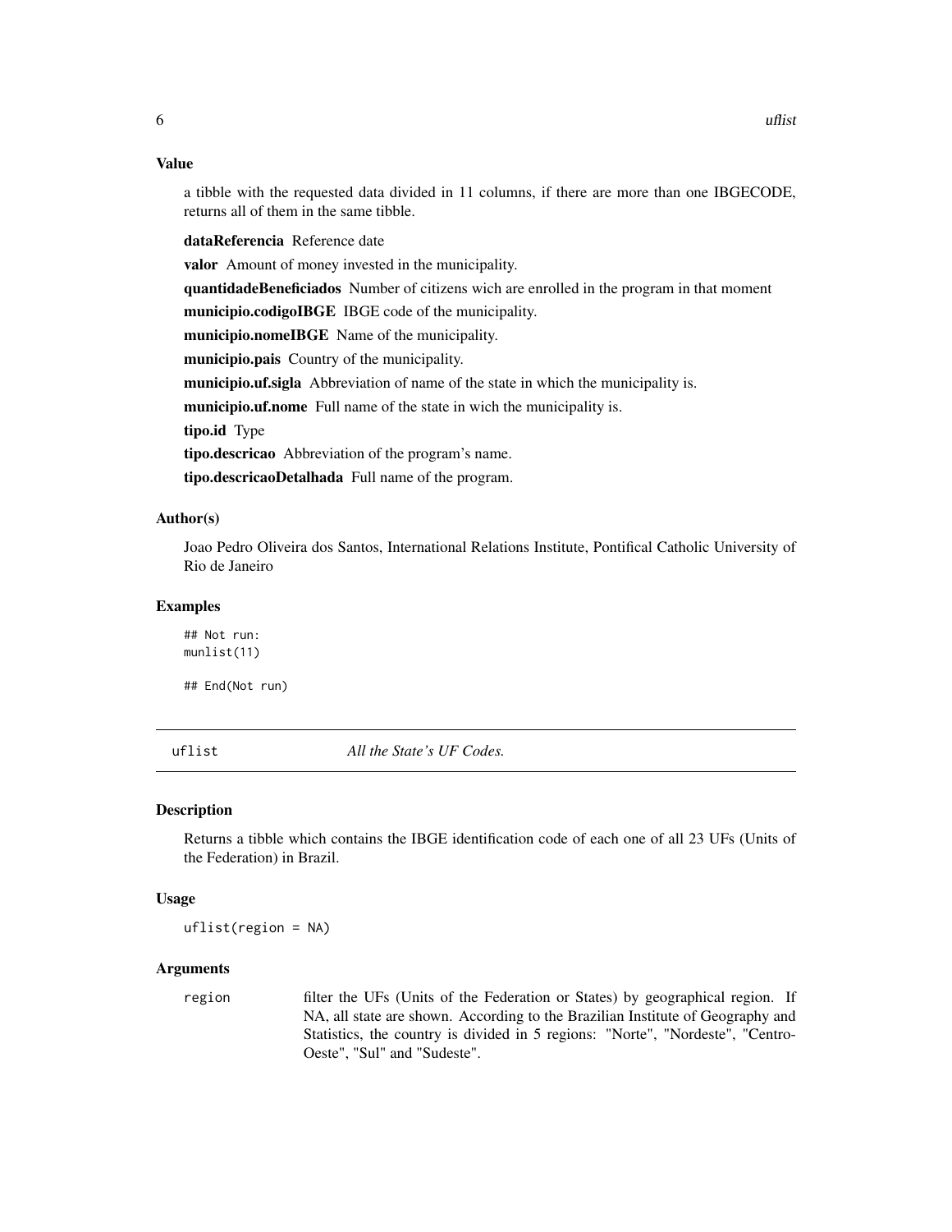### Value

a tibble with the requested data divided in 11 columns, if there are more than one IBGECODE, returns all of them in the same tibble.

**dataReferencia** Reference date

**valor** Amount of money invested in the municipality.

**quantidadeBeneficiados** Number of citizens wich are enrolled in the program in that moment

**municipio.codigoIBGE** IBGE code of the municipality.

**municipio.nomeIBGE** Name of the municipality.

**municipio.pais** Country of the municipality.

**municipio.uf.sigla** Abbreviation of name of the state in which the municipality is.

**municipio.uf.nome** Full name of the state in wich the municipality is.

**tipo.id** Type

**tipo.descricao** Abbreviation of the program's name.

**tipo.descricaoDetalhada** Full name of the program.

### Author(s)

Joao Pedro Oliveira dos Santos, International Relations Institute, Pontifical Catholic University of Rio de Janeiro

### Examples

```
## Not run:
munlist(11)

## End(Not run)
```

---

## uflist — *All the State's UF Codes.*

### Description

Returns a tibble which contains the IBGE identification code of each one of all 23 UFs (Units of the Federation) in Brazil.

### Usage

```
uflist(region = NA)
```

### Arguments

| | |
|---|---|
| region | filter the UFs (Units of the Federation or States) by geographical region. If NA, all state are shown. According to the Brazilian Institute of Geography and Statistics, the country is divided in 5 regions: "Norte", "Nordeste", "Centro-Oeste", "Sul" and "Sudeste". |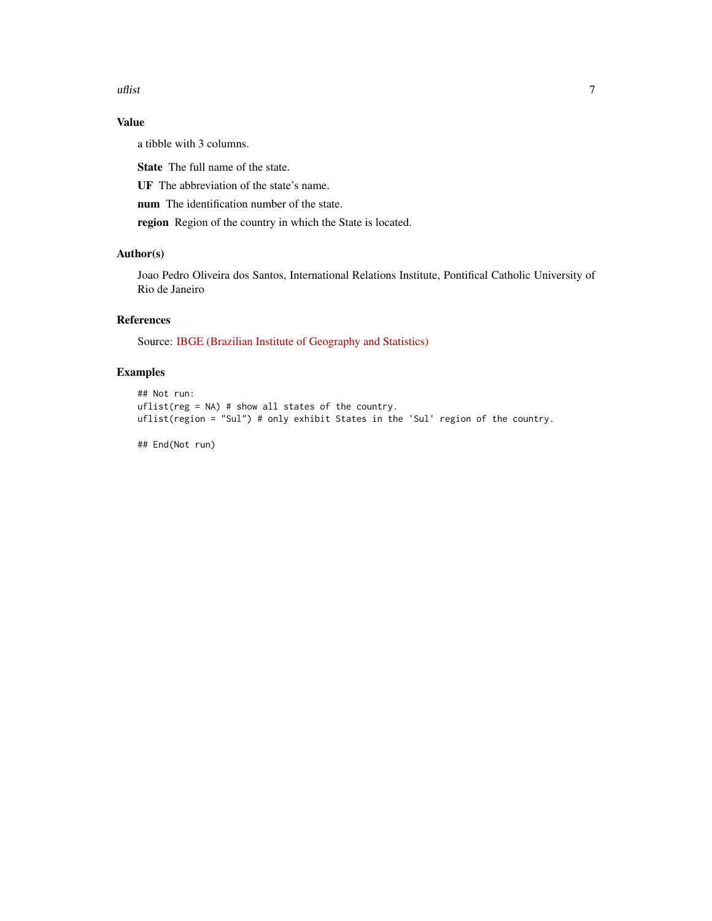## Value

a tibble with 3 columns.

**State** The full name of the state.

**UF** The abbreviation of the state's name.

**num** The identification number of the state.

**region** Region of the country in which the State is located.

## Author(s)

Joao Pedro Oliveira dos Santos, International Relations Institute, Pontifical Catholic University of Rio de Janeiro

## References

Source: IBGE (Brazilian Institute of Geography and Statistics)

## Examples

```
## Not run:
uflist(reg = NA) # show all states of the country.
uflist(region = "Sul") # only exhibit States in the 'Sul' region of the country.

## End(Not run)
```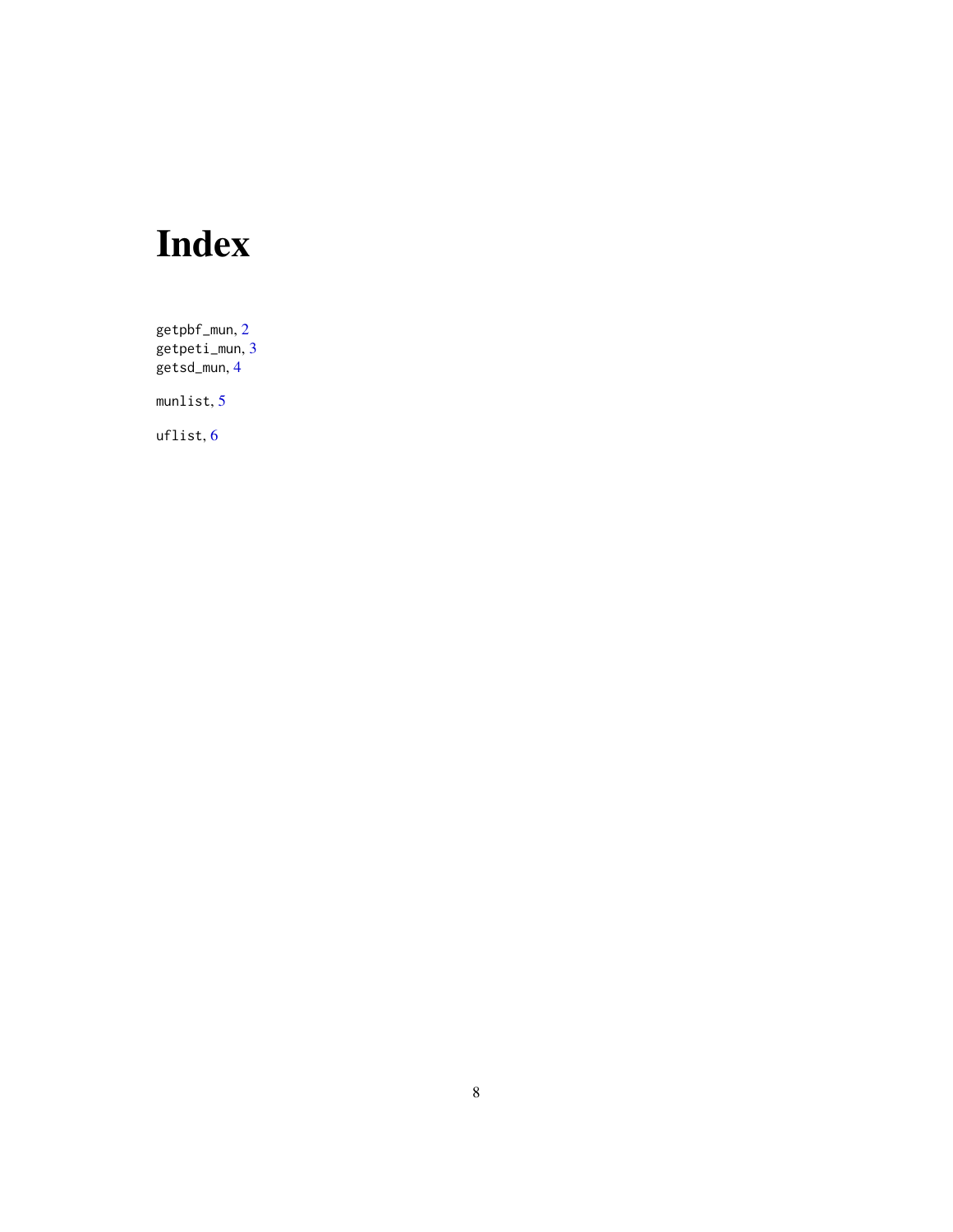# Index

getpbf_mun, 2
getpeti_mun, 3
getsd_mun, 4

munlist, 5

uflist, 6